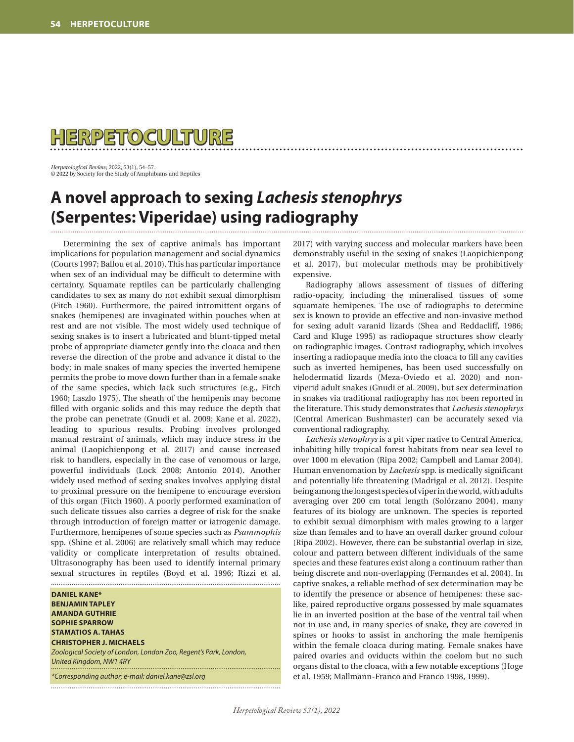# HERPETOCULTURE

*Herpetological Review*, 2022, 53(1), 54–57.
© 2022 by Society for the Study of Amphibians and Reptiles

## A novel approach to sexing *Lachesis stenophrys* (Serpentes: Viperidae) using radiography

**DANIEL KANE***
**BENJAMIN TAPLEY**
**AMANDA GUTHRIE**
**SOPHIE SPARROW**
**STAMATIOS A. TAHAS**
**CHRISTOPHER J. MICHAELS**
*Zoological Society of London, London Zoo, Regent's Park, London, United Kingdom, NW1 4RY*

*\*Corresponding author; e-mail: daniel.kane@zsl.org*

Determining the sex of captive animals has important implications for population management and social dynamics (Courts 1997; Ballou et al. 2010). This has particular importance when sex of an individual may be difficult to determine with certainty. Squamate reptiles can be particularly challenging candidates to sex as many do not exhibit sexual dimorphism (Fitch 1960). Furthermore, the paired intromittent organs of snakes (hemipenes) are invaginated within pouches when at rest and are not visible. The most widely used technique of sexing snakes is to insert a lubricated and blunt-tipped metal probe of appropriate diameter gently into the cloaca and then reverse the direction of the probe and advance it distal to the body; in male snakes of many species the inverted hemipene permits the probe to move down further than in a female snake of the same species, which lack such structures (e.g., Fitch 1960; Laszlo 1975). The sheath of the hemipenis may become filled with organic solids and this may reduce the depth that the probe can penetrate (Gnudi et al. 2009; Kane et al. 2022), leading to spurious results. Probing involves prolonged manual restraint of animals, which may induce stress in the animal (Laopichienpong et al. 2017) and cause increased risk to handlers, especially in the case of venomous or large, powerful individuals (Lock 2008; Antonio 2014). Another widely used method of sexing snakes involves applying distal to proximal pressure on the hemipene to encourage eversion of this organ (Fitch 1960). A poorly performed examination of such delicate tissues also carries a degree of risk for the snake through introduction of foreign matter or iatrogenic damage. Furthermore, hemipenes of some species such as *Psammophis* spp. (Shine et al. 2006) are relatively small which may reduce validity or complicate interpretation of results obtained. Ultrasonography has been used to identify internal primary sexual structures in reptiles (Boyd et al. 1996; Rizzi et al. 2017) with varying success and molecular markers have been demonstrably useful in the sexing of snakes (Laopichienpong et al. 2017), but molecular methods may be prohibitively expensive.

Radiography allows assessment of tissues of differing radio-opacity, including the mineralised tissues of some squamate hemipenes. The use of radiographs to determine sex is known to provide an effective and non-invasive method for sexing adult varanid lizards (Shea and Reddacliff, 1986; Card and Kluge 1995) as radiopaque structures show clearly on radiographic images. Contrast radiography, which involves inserting a radiopaque media into the cloaca to fill any cavities such as inverted hemipenes, has been used successfully on helodermatid lizards (Meza-Oviedo et al. 2020) and non-viperid adult snakes (Gnudi et al. 2009), but sex determination in snakes via traditional radiography has not been reported in the literature. This study demonstrates that *Lachesis stenophrys* (Central American Bushmaster) can be accurately sexed via conventional radiography.

*Lachesis stenophrys* is a pit viper native to Central America, inhabiting hilly tropical forest habitats from near sea level to over 1000 m elevation (Ripa 2002; Campbell and Lamar 2004). Human envenomation by *Lachesis* spp. is medically significant and potentially life threatening (Madrigal et al. 2012). Despite being among the longest species of viper in the world, with adults averaging over 200 cm total length (Solórzano 2004), many features of its biology are unknown. The species is reported to exhibit sexual dimorphism with males growing to a larger size than females and to have an overall darker ground colour (Ripa 2002). However, there can be substantial overlap in size, colour and pattern between different individuals of the same species and these features exist along a continuum rather than being discrete and non-overlapping (Fernandes et al. 2004). In captive snakes, a reliable method of sex determination may be to identify the presence or absence of hemipenes: these sac-like, paired reproductive organs possessed by male squamates lie in an inverted position at the base of the ventral tail when not in use and, in many species of snake, they are covered in spines or hooks to assist in anchoring the male hemipenis within the female cloaca during mating. Female snakes have paired ovaries and oviducts within the coelom but no such organs distal to the cloaca, with a few notable exceptions (Hoge et al. 1959; Mallmann-Franco and Franco 1998, 1999).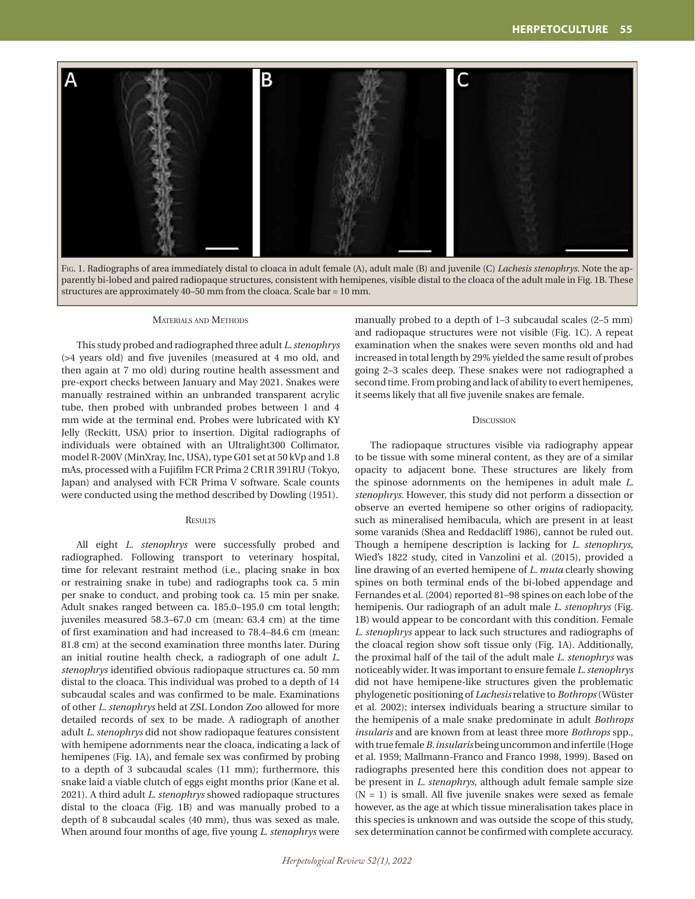Fig. 1. Radiographs of area immediately distal to cloaca in adult female (A), adult male (B) and juvenile (C) *Lachesis stenophrys*. Note the apparently bi-lobed and paired radiopaque structures, consistent with hemipenes, visible distal to the cloaca of the adult male in Fig. 1B. These structures are approximately 40–50 mm from the cloaca. Scale bar = 10 mm.

## Materials and Methods

This study probed and radiographed three adult *L. stenophrys* (>4 years old) and five juveniles (measured at 4 mo old, and then again at 7 mo old) during routine health assessment and pre-export checks between January and May 2021. Snakes were manually restrained within an unbranded transparent acrylic tube, then probed with unbranded probes between 1 and 4 mm wide at the terminal end. Probes were lubricated with KY Jelly (Reckitt, USA) prior to insertion. Digital radiographs of individuals were obtained with an Ultralight300 Collimator, model R-200V (MinXray, Inc, USA), type G01 set at 50 kVp and 1.8 mAs, processed with a Fujifilm FCR Prima 2 CR1R 391RU (Tokyo, Japan) and analysed with FCR Prima V software. Scale counts were conducted using the method described by Dowling (1951).

## Results

All eight *L. stenophrys* were successfully probed and radiographed. Following transport to veterinary hospital, time for relevant restraint method (i.e., placing snake in box or restraining snake in tube) and radiographs took ca. 5 min per snake to conduct, and probing took ca. 15 min per snake. Adult snakes ranged between ca. 185.0–195.0 cm total length; juveniles measured 58.3–67.0 cm (mean: 63.4 cm) at the time of first examination and had increased to 78.4–84.6 cm (mean: 81.8 cm) at the second examination three months later. During an initial routine health check, a radiograph of one adult *L. stenophrys* identified obvious radiopaque structures ca. 50 mm distal to the cloaca. This individual was probed to a depth of 14 subcaudal scales and was confirmed to be male. Examinations of other *L. stenophrys* held at ZSL London Zoo allowed for more detailed records of sex to be made. A radiograph of another adult *L. stenophrys* did not show radiopaque features consistent with hemipene adornments near the cloaca, indicating a lack of hemipenes (Fig. 1A), and female sex was confirmed by probing to a depth of 3 subcaudal scales (11 mm); furthermore, this snake laid a viable clutch of eggs eight months prior (Kane et al. 2021). A third adult *L. stenophrys* showed radiopaque structures distal to the cloaca (Fig. 1B) and was manually probed to a depth of 8 subcaudal scales (40 mm), thus was sexed as male. When around four months of age, five young *L. stenophrys* were manually probed to a depth of 1–3 subcaudal scales (2–5 mm) and radiopaque structures were not visible (Fig. 1C). A repeat examination when the snakes were seven months old and had increased in total length by 29% yielded the same result of probes going 2–3 scales deep. These snakes were not radiographed a second time. From probing and lack of ability to evert hemipenes, it seems likely that all five juvenile snakes are female.

## Discussion

The radiopaque structures visible via radiography appear to be tissue with some mineral content, as they are of a similar opacity to adjacent bone. These structures are likely from the spinose adornments on the hemipenes in adult male *L. stenophrys*. However, this study did not perform a dissection or observe an everted hemipene so other origins of radiopacity, such as mineralised hemibacula, which are present in at least some varanids (Shea and Reddacliff 1986), cannot be ruled out. Though a hemipene description is lacking for *L. stenophrys*, Wied's 1822 study, cited in Vanzolini et al. (2015), provided a line drawing of an everted hemipene of *L. muta* clearly showing spines on both terminal ends of the bi-lobed appendage and Fernandes et al. (2004) reported 81–98 spines on each lobe of the hemipenis. Our radiograph of an adult male *L. stenophrys* (Fig. 1B) would appear to be concordant with this condition. Female *L. stenophrys* appear to lack such structures and radiographs of the cloacal region show soft tissue only (Fig. 1A). Additionally, the proximal half of the tail of the adult male *L. stenophrys* was noticeably wider. It was important to ensure female *L. stenophrys* did not have hemipene-like structures given the problematic phylogenetic positioning of *Lachesis* relative to *Bothrops* (Wüster et al. 2002); intersex individuals bearing a structure similar to the hemipenis of a male snake predominate in adult *Bothrops insularis* and are known from at least three more *Bothrops* spp., with true female *B. insularis* being uncommon and infertile (Hoge et al. 1959; Mallmann-Franco and Franco 1998, 1999). Based on radiographs presented here this condition does not appear to be present in *L. stenophrys*, although adult female sample size (N = 1) is small. All five juvenile snakes were sexed as female however, as the age at which tissue mineralisation takes place in this species is unknown and was outside the scope of this study, sex determination cannot be confirmed with complete accuracy.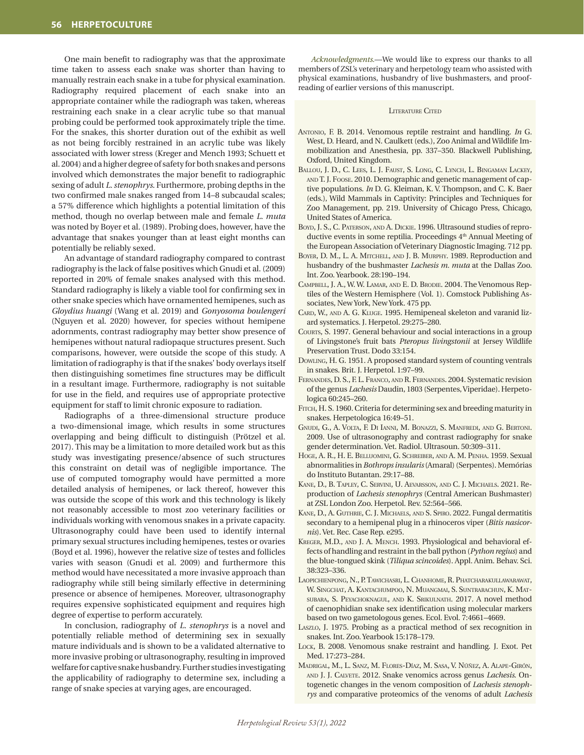One main benefit to radiography was that the approximate time taken to assess each snake was shorter than having to manually restrain each snake in a tube for physical examination. Radiography required placement of each snake into an appropriate container while the radiograph was taken, whereas restraining each snake in a clear acrylic tube so that manual probing could be performed took approximately triple the time. For the snakes, this shorter duration out of the exhibit as well as not being forcibly restrained in an acrylic tube was likely associated with lower stress (Kreger and Mench 1993; Schuett et al. 2004) and a higher degree of safety for both snakes and persons involved which demonstrates the major benefit to radiographic sexing of adult *L. stenophrys*. Furthermore, probing depths in the two confirmed male snakes ranged from 14–8 subcaudal scales; a 57% difference which highlights a potential limitation of this method, though no overlap between male and female *L. muta* was noted by Boyer et al. (1989). Probing does, however, have the advantage that snakes younger than at least eight months can potentially be reliably sexed.

An advantage of standard radiography compared to contrast radiography is the lack of false positives which Gnudi et al. (2009) reported in 20% of female snakes analysed with this method. Standard radiography is likely a viable tool for confirming sex in other snake species which have ornamented hemipenes, such as *Gloydius huangi* (Wang et al. 2019) and *Gonyosoma boulengeri* (Nguyen et al. 2020) however, for species without hemipene adornments, contrast radiography may better show presence of hemipenes without natural radiopaque structures present. Such comparisons, however, were outside the scope of this study. A limitation of radiography is that if the snakes' body overlays itself then distinguishing sometimes fine structures may be difficult in a resultant image. Furthermore, radiography is not suitable for use in the field, and requires use of appropriate protective equipment for staff to limit chronic exposure to radiation.

Radiographs of a three-dimensional structure produce a two-dimensional image, which results in some structures overlapping and being difficult to distinguish (Prötzel et al. 2017). This may be a limitation to more detailed work but as this study was investigating presence/absence of such structures this constraint on detail was of negligible importance. The use of computed tomography would have permitted a more detailed analysis of hemipenes, or lack thereof, however this was outside the scope of this work and this technology is likely not reasonably accessible to most zoo veterinary facilities or individuals working with venomous snakes in a private capacity. Ultrasonography could have been used to identify internal primary sexual structures including hemipenes, testes or ovaries (Boyd et al. 1996), however the relative size of testes and follicles varies with season (Gnudi et al. 2009) and furthermore this method would have necessitated a more invasive approach than radiography while still being similarly effective in determining presence or absence of hemipenes. Moreover, ultrasonography requires expensive sophisticated equipment and requires high degree of expertise to perform accurately.

In conclusion, radiography of *L. stenophrys* is a novel and potentially reliable method of determining sex in sexually mature individuals and is shown to be a validated alternative to more invasive probing or ultrasonography, resulting in improved welfare for captive snake husbandry. Further studies investigating the applicability of radiography to determine sex, including a range of snake species at varying ages, are encouraged.

*Acknowledgments.*—We would like to express our thanks to all members of ZSL's veterinary and herpetology team who assisted with physical examinations, husbandry of live bushmasters, and proofreading of earlier versions of this manuscript.

## Literature Cited

Antonio, F. B. 2014. Venomous reptile restraint and handling. *In* G. West, D. Heard, and N. Caulkett (eds.), Zoo Animal and Wildlife Immobilization and Anesthesia, pp. 337–350. Blackwell Publishing, Oxford, United Kingdom.

Ballou, J. D., C. Lees, L. J. Faust, S. Long, C. Lynch, L. Bingaman Lackey, and T. J. Foose. 2010. Demographic and genetic management of captive populations. *In* D. G. Kleiman, K. V. Thompson, and C. K. Baer (eds.), Wild Mammals in Captivity: Principles and Techniques for Zoo Management, pp. 219. University of Chicago Press, Chicago, United States of America.

Boyd, J. S., C. Paterson, and A. Dickie. 1996. Ultrasound studies of reproductive events in some reptilia. Proceedings 4th Annual Meeting of the European Association of Veterinary Diagnostic Imaging. 712 pp.

Boyer, D. M., L. A. Mitchell, and J. B. Murphy. 1989. Reproduction and husbandry of the bushmaster *Lachesis m. muta* at the Dallas Zoo. Int. Zoo. Yearbook. 28:190–194.

Campbell, J. A., W. W. Lamar, and E. D. Brodie. 2004. The Venomous Reptiles of the Western Hemisphere (Vol. 1). Comstock Publishing Associates, New York, New York. 475 pp.

Card, W., and A. G. Kluge. 1995. Hemipeneal skeleton and varanid lizard systematics. J. Herpetol. 29:275–280.

Courts, S. 1997. General behaviour and social interactions in a group of Livingstone's fruit bats *Pteropus livingstonii* at Jersey Wildlife Preservation Trust. Dodo 33:154.

Dowling, H. G. 1951. A proposed standard system of counting ventrals in snakes. Brit. J. Herpetol. 1:97–99.

Fernandes, D. S., F. L. Franco, and R. Fernandes. 2004. Systematic revision of the genus *Lachesis* Daudin, 1803 (Serpentes, Viperidae). Herpetologica 60:245–260.

Fitch, H. S. 1960. Criteria for determining sex and breeding maturity in snakes. Herpetologica 16:49–51.

Gnudi, G., A. Volta, F. Di Ianni, M. Bonazzi, S. Manfredi, and G. Bertoni. 2009. Use of ultrasonography and contrast radiography for snake gender determination. Vet. Radiol. Ultrasoun. 50:309–311.

Hoge, A. R., H. E. Belluomini, G. Schreiber, and A. M. Penha. 1959. Sexual abnormalities in *Bothrops insularis* (Amaral) (Serpentes). Memórias do Instituto Butantan. 29:17–88.

Kane, D., B. Tapley, C. Servini, U. Aevarsson, and C. J. Michaels. 2021. Reproduction of *Lachesis stenophrys* (Central American Bushmaster) at ZSL London Zoo. Herpetol. Rev. 52:564–566.

Kane, D., A. Guthrie, C. J. Michaels, and S. Spiro. 2022. Fungal dermatitis secondary to a hemipenal plug in a rhinoceros viper (*Bitis nasicornis*). Vet. Rec. Case Rep. e295.

Kreger, M.D., and J. A. Mench. 1993. Physiological and behavioral effects of handling and restraint in the ball python (*Python regius*) and the blue-tongued skink (*Tiliqua scincoides*). Appl. Anim. Behav. Sci. 38:323–336.

Laopichienpong, N., P. Tawichasri, L. Chanhome, R. Phatcharakullawarawat, W. Singchat, A. Kantachumpoo, N. Muangmai, S. Suntrarachun, K. Matsubara, S. Peyachoknagul, and K. Srikulnath. 2017. A novel method of caenophidian snake sex identification using molecular markers based on two gametologous genes. Ecol. Evol. 7:4661–4669.

Laszlo, J. 1975. Probing as a practical method of sex recognition in snakes. Int. Zoo. Yearbook 15:178–179.

Lock, B. 2008. Venomous snake restraint and handling. J. Exot. Pet Med. 17:273–284.

Madrigal, M., L. Sanz, M. Flores-Díaz, M. Sasa, V. Núñez, A. Alape-Girón, and J. J. Calvete. 2012. Snake venomics across genus *Lachesis*. Ontogenetic changes in the venom composition of *Lachesis stenophrys* and comparative proteomics of the venoms of adult *Lachesis*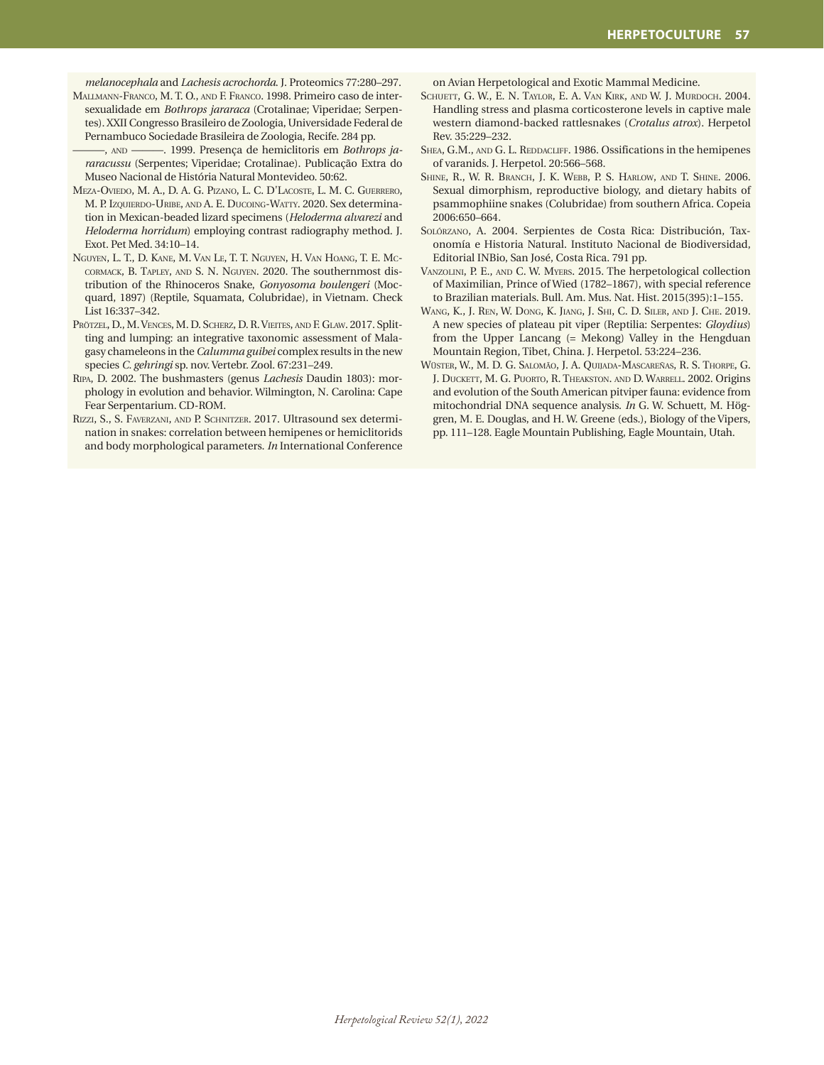*melanocephala* and *Lachesis acrochorda*. J. Proteomics 77:280–297.

Mallmann-Franco, M. T. O., and F. Franco. 1998. Primeiro caso de intersexualidade em *Bothrops jararaca* (Crotalinae; Viperidae; Serpentes). XXII Congresso Brasileiro de Zoologia, Universidade Federal de Pernambuco Sociedade Brasileira de Zoologia, Recife. 284 pp.

———, and ———. 1999. Presença de hemiclitoris em *Bothrops jararacussu* (Serpentes; Viperidae; Crotalinae). Publicação Extra do Museo Nacional de História Natural Montevideo. 50:62.

Meza-Oviedo, M. A., D. A. G. Pizano, L. C. D'Lacoste, L. M. C. Guerrero, M. P. Izquierdo-Uribe, and A. E. Ducoing-Watty. 2020. Sex determination in Mexican-beaded lizard specimens (*Heloderma alvarezi* and *Heloderma horridum*) employing contrast radiography method. J. Exot. Pet Med. 34:10–14.

Nguyen, L. T., D. Kane, M. Van Le, T. T. Nguyen, H. Van Hoang, T. E. Mccormack, B. Tapley, and S. N. Nguyen. 2020. The southernmost distribution of the Rhinoceros Snake, *Gonyosoma boulengeri* (Mocquard, 1897) (Reptile, Squamata, Colubridae), in Vietnam. Check List 16:337–342.

Prötzel, D., M. Vences, M. D. Scherz, D. R. Vieites, and F. Glaw. 2017. Splitting and lumping: an integrative taxonomic assessment of Malagasy chameleons in the *Calumma guibei* complex results in the new species *C. gehringi* sp. nov. Vertebr. Zool. 67:231–249.

Ripa, D. 2002. The bushmasters (genus *Lachesis* Daudin 1803): morphology in evolution and behavior. Wilmington, N. Carolina: Cape Fear Serpentarium. CD-ROM.

Rizzi, S., S. Faverzani, and P. Schnitzer. 2017. Ultrasound sex determination in snakes: correlation between hemipenes or hemiclitorids and body morphological parameters. *In* International Conference on Avian Herpetological and Exotic Mammal Medicine.

Schuett, G. W., E. N. Taylor, E. A. Van Kirk, and W. J. Murdoch. 2004. Handling stress and plasma corticosterone levels in captive male western diamond-backed rattlesnakes (*Crotalus atrox*). Herpetol Rev. 35:229–232.

Shea, G.M., and G. L. Reddacliff. 1986. Ossifications in the hemipenes of varanids. J. Herpetol. 20:566–568.

Shine, R., W. R. Branch, J. K. Webb, P. S. Harlow, and T. Shine. 2006. Sexual dimorphism, reproductive biology, and dietary habits of psammophiine snakes (Colubridae) from southern Africa. Copeia 2006:650–664.

Solórzano, A. 2004. Serpientes de Costa Rica: Distribución, Taxonomía e Historia Natural. Instituto Nacional de Biodiversidad, Editorial INBio, San José, Costa Rica. 791 pp.

Vanzolini, P. E., and C. W. Myers. 2015. The herpetological collection of Maximilian, Prince of Wied (1782–1867), with special reference to Brazilian materials. Bull. Am. Mus. Nat. Hist. 2015(395):1–155.

Wang, K., J. Ren, W. Dong, K. Jiang, J. Shi, C. D. Siler, and J. Che. 2019. A new species of plateau pit viper (Reptilia: Serpentes: *Gloydius*) from the Upper Lancang (= Mekong) Valley in the Hengduan Mountain Region, Tibet, China. J. Herpetol. 53:224–236.

Wüster, W., M. D. G. Salomão, J. A. Quijada-Mascareñas, R. S. Thorpe, G. J. Duckett, M. G. Puorto, R. Theakston. and D. Warrell. 2002. Origins and evolution of the South American pitviper fauna: evidence from mitochondrial DNA sequence analysis. *In* G. W. Schuett, M. Höggren, M. E. Douglas, and H. W. Greene (eds.), Biology of the Vipers, pp. 111–128. Eagle Mountain Publishing, Eagle Mountain, Utah.